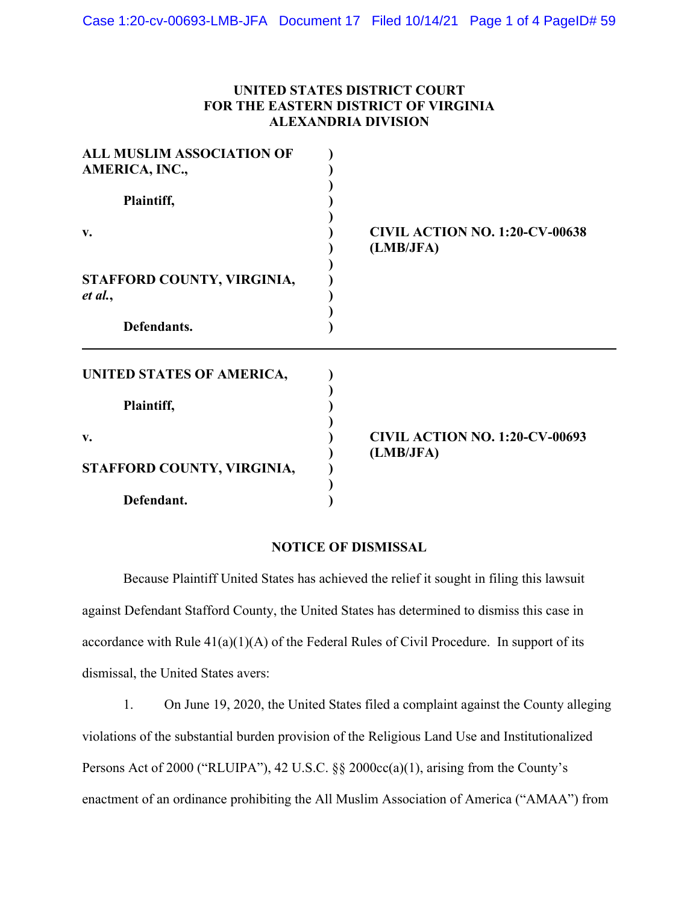**UNITED STATES DISTRICT COURT**
**FOR THE EASTERN DISTRICT OF VIRGINIA**
**ALEXANDRIA DIVISION**

| | |
|---|---|
| **ALL MUSLIM ASSOCIATION OF AMERICA, INC.,**<br><br>**Plaintiff,**<br><br>**v.**<br><br>**STAFFORD COUNTY, VIRGINIA,** ***et al.*****,**<br><br>**Defendants.** | **CIVIL ACTION NO. 1:20-CV-00638 (LMB/JFA)** |

---

| | |
|---|---|
| **UNITED STATES OF AMERICA,**<br><br>**Plaintiff,**<br><br>**v.**<br><br>**STAFFORD COUNTY, VIRGINIA,**<br><br>**Defendant.** | **CIVIL ACTION NO. 1:20-CV-00693 (LMB/JFA)** |

## NOTICE OF DISMISSAL

Because Plaintiff United States has achieved the relief it sought in filing this lawsuit against Defendant Stafford County, the United States has determined to dismiss this case in accordance with Rule 41(a)(1)(A) of the Federal Rules of Civil Procedure. In support of its dismissal, the United States avers:

1. On June 19, 2020, the United States filed a complaint against the County alleging violations of the substantial burden provision of the Religious Land Use and Institutionalized Persons Act of 2000 ("RLUIPA"), 42 U.S.C. §§ 2000cc(a)(1), arising from the County's enactment of an ordinance prohibiting the All Muslim Association of America ("AMAA") from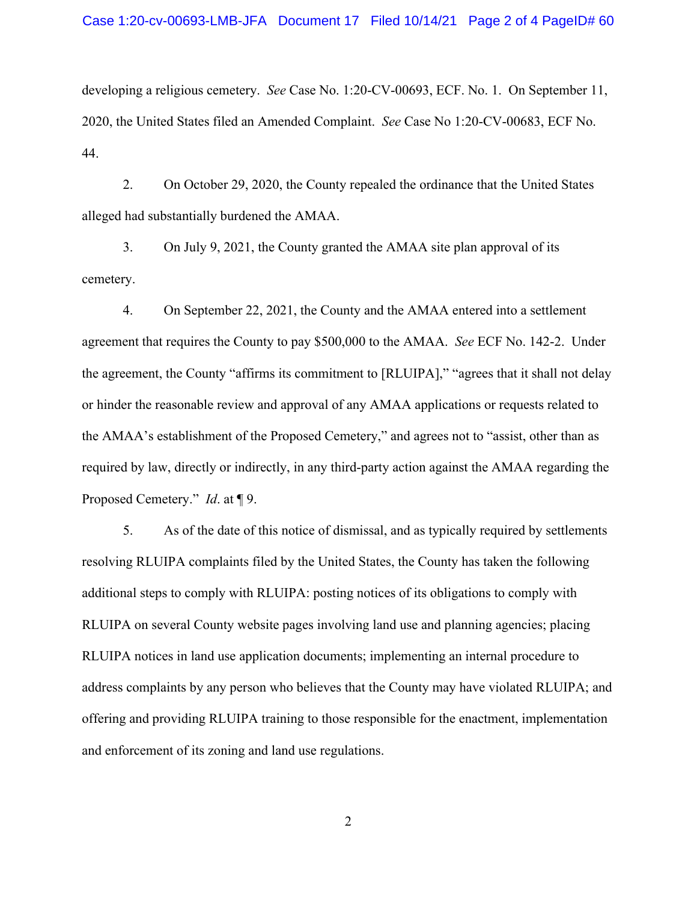developing a religious cemetery. *See* Case No. 1:20-CV-00693, ECF. No. 1. On September 11, 2020, the United States filed an Amended Complaint. *See* Case No 1:20-CV-00683, ECF No. 44.

2. On October 29, 2020, the County repealed the ordinance that the United States alleged had substantially burdened the AMAA.

3. On July 9, 2021, the County granted the AMAA site plan approval of its cemetery.

4. On September 22, 2021, the County and the AMAA entered into a settlement agreement that requires the County to pay $500,000 to the AMAA. *See* ECF No. 142-2. Under the agreement, the County "affirms its commitment to [RLUIPA]," "agrees that it shall not delay or hinder the reasonable review and approval of any AMAA applications or requests related to the AMAA's establishment of the Proposed Cemetery," and agrees not to "assist, other than as required by law, directly or indirectly, in any third-party action against the AMAA regarding the Proposed Cemetery." *Id*. at ¶ 9.

5. As of the date of this notice of dismissal, and as typically required by settlements resolving RLUIPA complaints filed by the United States, the County has taken the following additional steps to comply with RLUIPA: posting notices of its obligations to comply with RLUIPA on several County website pages involving land use and planning agencies; placing RLUIPA notices in land use application documents; implementing an internal procedure to address complaints by any person who believes that the County may have violated RLUIPA; and offering and providing RLUIPA training to those responsible for the enactment, implementation and enforcement of its zoning and land use regulations.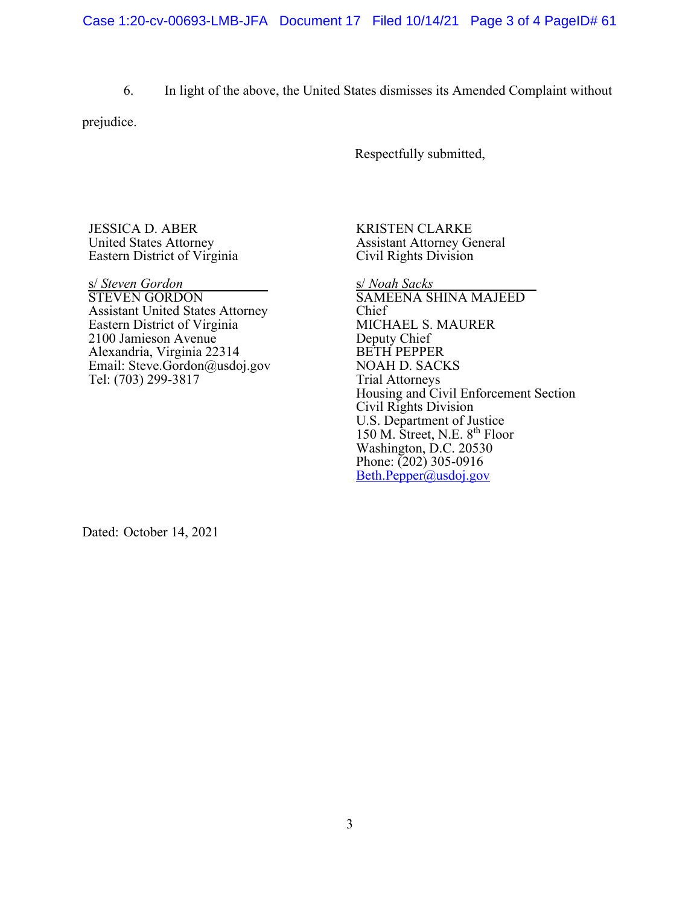6. In light of the above, the United States dismisses its Amended Complaint without prejudice.

Respectfully submitted,

JESSICA D. ABER
United States Attorney
Eastern District of Virginia

s/ *Steven Gordon*
STEVEN GORDON
Assistant United States Attorney
Eastern District of Virginia
2100 Jamieson Avenue
Alexandria, Virginia 22314
Email: Steve.Gordon@usdoj.gov
Tel: (703) 299-3817

KRISTEN CLARKE
Assistant Attorney General
Civil Rights Division

s/ *Noah Sacks*
SAMEENA SHINA MAJEED
Chief
MICHAEL S. MAURER
Deputy Chief
BETH PEPPER
NOAH D. SACKS
Trial Attorneys
Housing and Civil Enforcement Section
Civil Rights Division
U.S. Department of Justice
150 M. Street, N.E. 8th Floor
Washington, D.C. 20530
Phone: (202) 305-0916
Beth.Pepper@usdoj.gov

Dated: October 14, 2021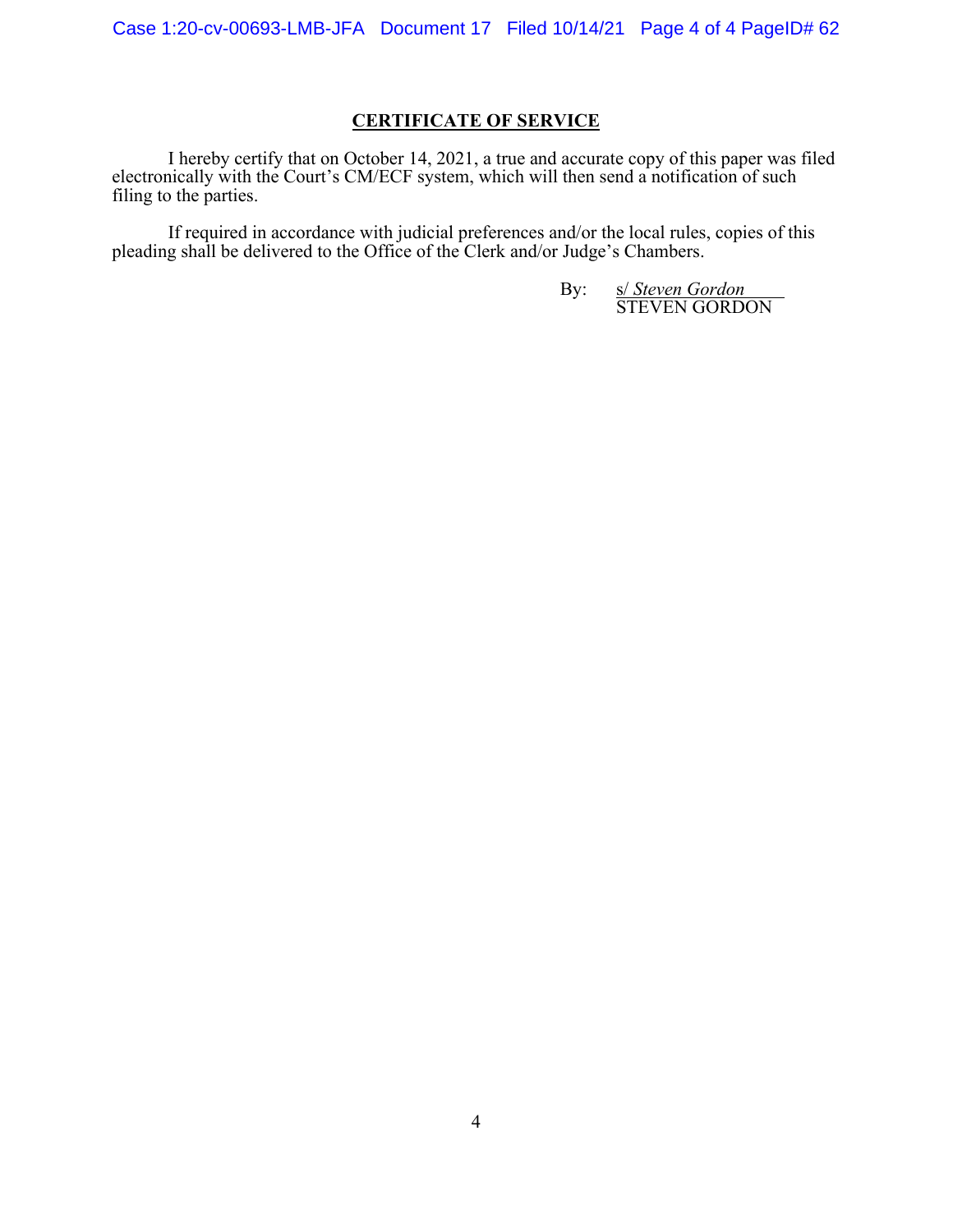## CERTIFICATE OF SERVICE

I hereby certify that on October 14, 2021, a true and accurate copy of this paper was filed electronically with the Court's CM/ECF system, which will then send a notification of such filing to the parties.

If required in accordance with judicial preferences and/or the local rules, copies of this pleading shall be delivered to the Office of the Clerk and/or Judge's Chambers.

By: s/ *Steven Gordon*
STEVEN GORDON